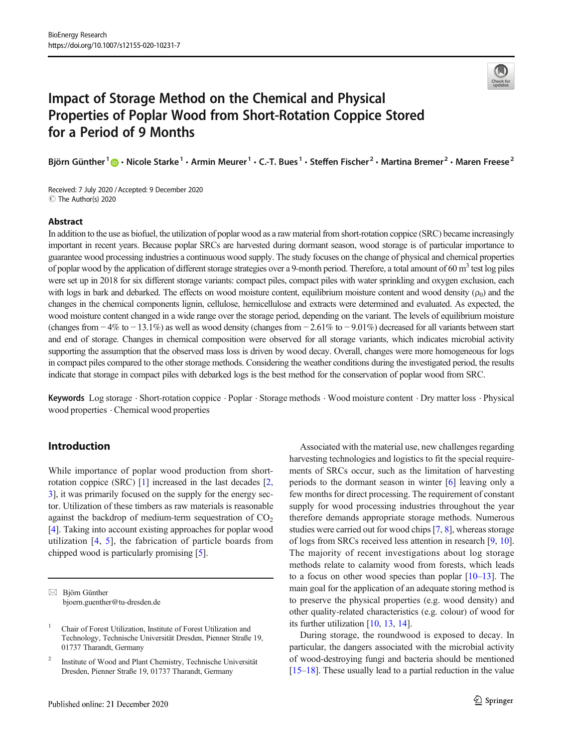# Impact of Storage Method on the Chemical and Physical Properties of Poplar Wood from Short-Rotation Coppice Stored for a Period of 9 Months

Björn Günther[1] · Nicole Starke[1] · Armin Meurer[1] · C.-T. Bues[1] · Steffen Fischer[2] · Martina Bremer[2] · Maren Freese[2]

Received: 7 July 2020 / Accepted: 9 December 2020
© The Author(s) 2020

## Abstract

In addition to the use as biofuel, the utilization of poplar wood as a raw material from short-rotation coppice (SRC) became increasingly important in recent years. Because poplar SRCs are harvested during dormant season, wood storage is of particular importance to guarantee wood processing industries a continuous wood supply. The study focuses on the change of physical and chemical properties of poplar wood by the application of different storage strategies over a 9-month period. Therefore, a total amount of 60 $m^3$ test log piles were set up in 2018 for six different storage variants: compact piles, compact piles with water sprinkling and oxygen exclusion, each with logs in bark and debarked. The effects on wood moisture content, equilibrium moisture content and wood density ($\rho_0$) and the changes in the chemical components lignin, cellulose, hemicellulose and extracts were determined and evaluated. As expected, the wood moisture content changed in a wide range over the storage period, depending on the variant. The levels of equilibrium moisture (changes from −4% to −13.1%) as well as wood density (changes from −2.61% to −9.01%) decreased for all variants between start and end of storage. Changes in chemical composition were observed for all storage variants, which indicates microbial activity supporting the assumption that the observed mass loss is driven by wood decay. Overall, changes were more homogeneous for logs in compact piles compared to the other storage methods. Considering the weather conditions during the investigated period, the results indicate that storage in compact piles with debarked logs is the best method for the conservation of poplar wood from SRC.

**Keywords** Log storage · Short-rotation coppice · Poplar · Storage methods · Wood moisture content · Dry matter loss · Physical wood properties · Chemical wood properties

## Introduction

While importance of poplar wood production from short-rotation coppice (SRC) [1] increased in the last decades [2, 3], it was primarily focused on the supply for the energy sector. Utilization of these timbers as raw materials is reasonable against the backdrop of medium-term sequestration of $CO_2$ [4]. Taking into account existing approaches for poplar wood utilization [4, 5], the fabrication of particle boards from chipped wood is particularly promising [5].

Associated with the material use, new challenges regarding harvesting technologies and logistics to fit the special requirements of SRCs occur, such as the limitation of harvesting periods to the dormant season in winter [6] leaving only a few months for direct processing. The requirement of constant supply for wood processing industries throughout the year therefore demands appropriate storage methods. Numerous studies were carried out for wood chips [7, 8], whereas storage of logs from SRCs received less attention in research [9, 10]. The majority of recent investigations about log storage methods relate to calamity wood from forests, which leads to a focus on other wood species than poplar [10–13]. The main goal for the application of an adequate storing method is to preserve the physical properties (e.g. wood density) and other quality-related characteristics (e.g. colour) of wood for its further utilization [10, 13, 14].

During storage, the roundwood is exposed to decay. In particular, the dangers associated with the microbial activity of wood-destroying fungi and bacteria should be mentioned [15–18]. These usually lead to a partial reduction in the value

---

✉ Björn Günther
bjoern.guenther@tu-dresden.de

[1] Chair of Forest Utilization, Institute of Forest Utilization and Technology, Technische Universität Dresden, Pienner Straße 19, 01737 Tharandt, Germany

[2] Institute of Wood and Plant Chemistry, Technische Universität Dresden, Pienner Straße 19, 01737 Tharandt, Germany

Published online: 21 December 2020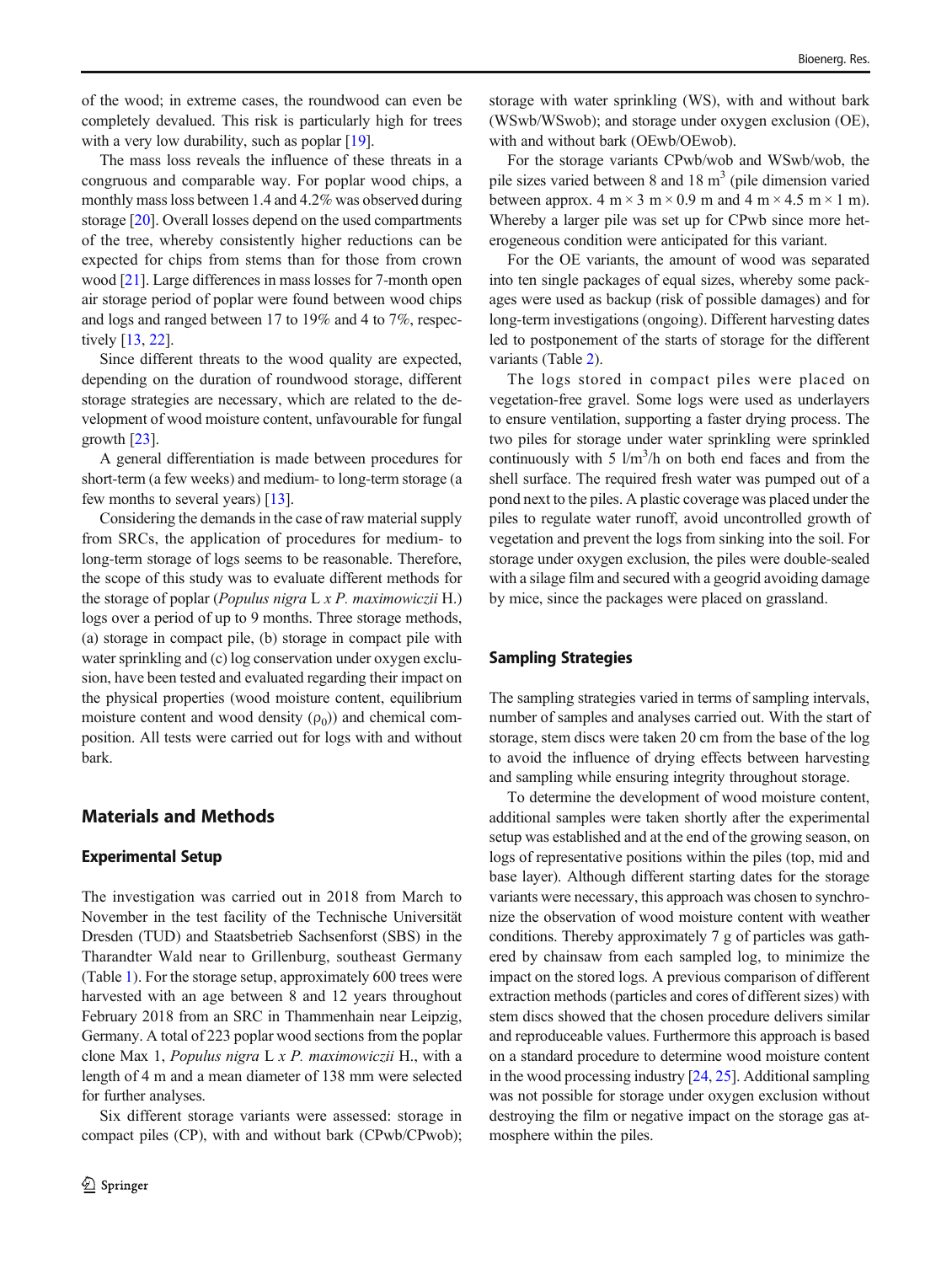of the wood; in extreme cases, the roundwood can even be completely devalued. This risk is particularly high for trees with a very low durability, such as poplar [19].

The mass loss reveals the influence of these threats in a congruous and comparable way. For poplar wood chips, a monthly mass loss between 1.4 and 4.2% was observed during storage [20]. Overall losses depend on the used compartments of the tree, whereby consistently higher reductions can be expected for chips from stems than for those from crown wood [21]. Large differences in mass losses for 7-month open air storage period of poplar were found between wood chips and logs and ranged between 17 to 19% and 4 to 7%, respectively [13, 22].

Since different threats to the wood quality are expected, depending on the duration of roundwood storage, different storage strategies are necessary, which are related to the development of wood moisture content, unfavourable for fungal growth [23].

A general differentiation is made between procedures for short-term (a few weeks) and medium- to long-term storage (a few months to several years) [13].

Considering the demands in the case of raw material supply from SRCs, the application of procedures for medium- to long-term storage of logs seems to be reasonable. Therefore, the scope of this study was to evaluate different methods for the storage of poplar (*Populus nigra* L *x P. maximowiczii* H.) logs over a period of up to 9 months. Three storage methods, (a) storage in compact pile, (b) storage in compact pile with water sprinkling and (c) log conservation under oxygen exclusion, have been tested and evaluated regarding their impact on the physical properties (wood moisture content, equilibrium moisture content and wood density ($\rho_0$)) and chemical composition. All tests were carried out for logs with and without bark.

## Materials and Methods

### Experimental Setup

The investigation was carried out in 2018 from March to November in the test facility of the Technische Universität Dresden (TUD) and Staatsbetrieb Sachsenforst (SBS) in the Tharandter Wald near to Grillenburg, southeast Germany (Table 1). For the storage setup, approximately 600 trees were harvested with an age between 8 and 12 years throughout February 2018 from an SRC in Thammenhain near Leipzig, Germany. A total of 223 poplar wood sections from the poplar clone Max 1, *Populus nigra* L *x P. maximowiczii* H., with a length of 4 m and a mean diameter of 138 mm were selected for further analyses.

Six different storage variants were assessed: storage in compact piles (CP), with and without bark (CPwb/CPwob); storage with water sprinkling (WS), with and without bark (WSwb/WSwob); and storage under oxygen exclusion (OE), with and without bark (OEwb/OEwob).

For the storage variants CPwb/wob and WSwb/wob, the pile sizes varied between 8 and 18 m$^3$ (pile dimension varied between approx. 4 m × 3 m × 0.9 m and 4 m × 4.5 m × 1 m). Whereby a larger pile was set up for CPwb since more heterogeneous condition were anticipated for this variant.

For the OE variants, the amount of wood was separated into ten single packages of equal sizes, whereby some packages were used as backup (risk of possible damages) and for long-term investigations (ongoing). Different harvesting dates led to postponement of the starts of storage for the different variants (Table 2).

The logs stored in compact piles were placed on vegetation-free gravel. Some logs were used as underlayers to ensure ventilation, supporting a faster drying process. The two piles for storage under water sprinkling were sprinkled continuously with 5 l/m$^3$/h on both end faces and from the shell surface. The required fresh water was pumped out of a pond next to the piles. A plastic coverage was placed under the piles to regulate water runoff, avoid uncontrolled growth of vegetation and prevent the logs from sinking into the soil. For storage under oxygen exclusion, the piles were double-sealed with a silage film and secured with a geogrid avoiding damage by mice, since the packages were placed on grassland.

### Sampling Strategies

The sampling strategies varied in terms of sampling intervals, number of samples and analyses carried out. With the start of storage, stem discs were taken 20 cm from the base of the log to avoid the influence of drying effects between harvesting and sampling while ensuring integrity throughout storage.

To determine the development of wood moisture content, additional samples were taken shortly after the experimental setup was established and at the end of the growing season, on logs of representative positions within the piles (top, mid and base layer). Although different starting dates for the storage variants were necessary, this approach was chosen to synchronize the observation of wood moisture content with weather conditions. Thereby approximately 7 g of particles was gathered by chainsaw from each sampled log, to minimize the impact on the stored logs. A previous comparison of different extraction methods (particles and cores of different sizes) with stem discs showed that the chosen procedure delivers similar and reproduceable values. Furthermore this approach is based on a standard procedure to determine wood moisture content in the wood processing industry [24, 25]. Additional sampling was not possible for storage under oxygen exclusion without destroying the film or negative impact on the storage gas atmosphere within the piles.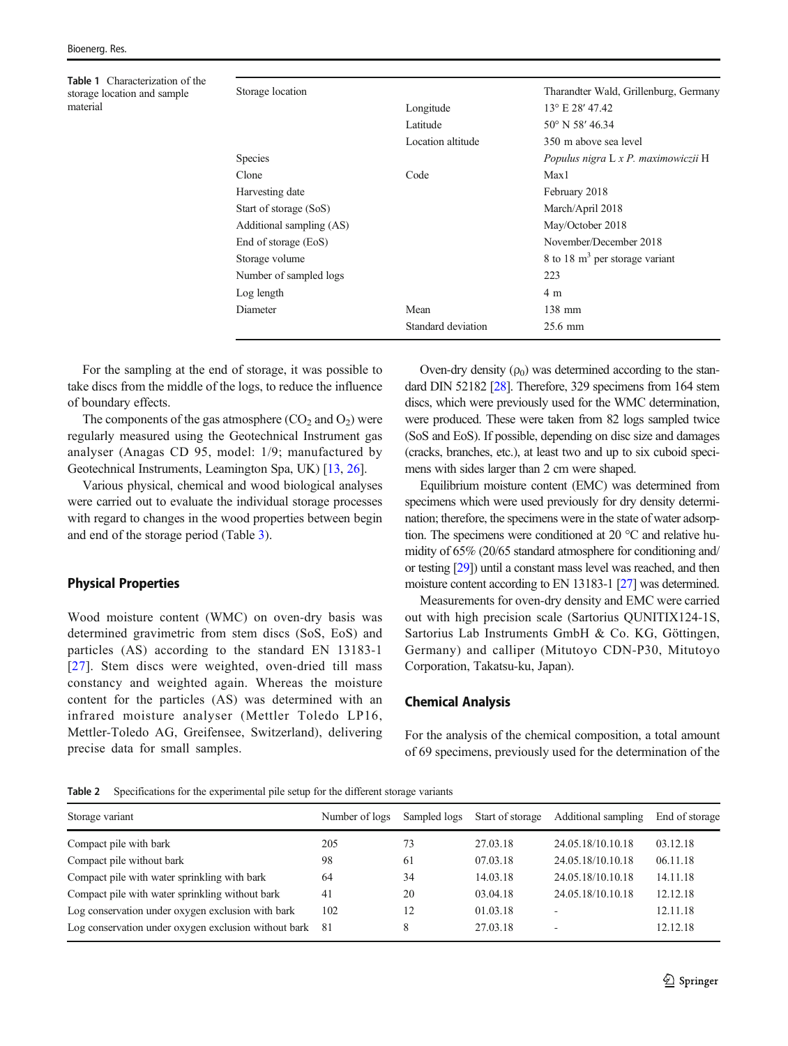**Table 1** Characterization of the storage location and sample material

| | | |
|---|---|---|
| Storage location | | Tharandter Wald, Grillenburg, Germany |
| | Longitude | 13° E 28′ 47.42 |
| | Latitude | 50° N 58′ 46.34 |
| | Location altitude | 350 m above sea level |
| Species | | *Populus nigra* L *x P. maximowiczii* H |
| Clone | Code | Max1 |
| Harvesting date | | February 2018 |
| Start of storage (SoS) | | March/April 2018 |
| Additional sampling (AS) | | May/October 2018 |
| End of storage (EoS) | | November/December 2018 |
| Storage volume | | 8 to 18 m$^3$ per storage variant |
| Number of sampled logs | | 223 |
| Log length | | 4 m |
| Diameter | Mean | 138 mm |
| | Standard deviation | 25.6 mm |

For the sampling at the end of storage, it was possible to take discs from the middle of the logs, to reduce the influence of boundary effects.

The components of the gas atmosphere ($CO_2$ and $O_2$) were regularly measured using the Geotechnical Instrument gas analyser (Anagas CD 95, model: 1/9; manufactured by Geotechnical Instruments, Leamington Spa, UK) [13, 26].

Various physical, chemical and wood biological analyses were carried out to evaluate the individual storage processes with regard to changes in the wood properties between begin and end of the storage period (Table 3).

## Physical Properties

Wood moisture content (WMC) on oven-dry basis was determined gravimetric from stem discs (SoS, EoS) and particles (AS) according to the standard EN 13183-1 [27]. Stem discs were weighted, oven-dried till mass constancy and weighted again. Whereas the moisture content for the particles (AS) was determined with an infrared moisture analyser (Mettler Toledo LP16, Mettler-Toledo AG, Greifensee, Switzerland), delivering precise data for small samples.

Oven-dry density ($\rho_0$) was determined according to the standard DIN 52182 [28]. Therefore, 329 specimens from 164 stem discs, which were previously used for the WMC determination, were produced. These were taken from 82 logs sampled twice (SoS and EoS). If possible, depending on disc size and damages (cracks, branches, etc.), at least two and up to six cuboid specimens with sides larger than 2 cm were shaped.

Equilibrium moisture content (EMC) was determined from specimens which were used previously for dry density determination; therefore, the specimens were in the state of water adsorption. The specimens were conditioned at 20 °C and relative humidity of 65% (20/65 standard atmosphere for conditioning and/or testing [29]) until a constant mass level was reached, and then moisture content according to EN 13183-1 [27] was determined.

Measurements for oven-dry density and EMC were carried out with high precision scale (Sartorius QUNITIX124-1S, Sartorius Lab Instruments GmbH & Co. KG, Göttingen, Germany) and calliper (Mitutoyo CDN-P30, Mitutoyo Corporation, Takatsu-ku, Japan).

## Chemical Analysis

For the analysis of the chemical composition, a total amount of 69 specimens, previously used for the determination of the

**Table 2** Specifications for the experimental pile setup for the different storage variants

| Storage variant | Number of logs | Sampled logs | Start of storage | Additional sampling | End of storage |
|---|---|---|---|---|---|
| Compact pile with bark | 205 | 73 | 27.03.18 | 24.05.18/10.10.18 | 03.12.18 |
| Compact pile without bark | 98 | 61 | 07.03.18 | 24.05.18/10.10.18 | 06.11.18 |
| Compact pile with water sprinkling with bark | 64 | 34 | 14.03.18 | 24.05.18/10.10.18 | 14.11.18 |
| Compact pile with water sprinkling without bark | 41 | 20 | 03.04.18 | 24.05.18/10.10.18 | 12.12.18 |
| Log conservation under oxygen exclusion with bark | 102 | 12 | 01.03.18 | - | 12.11.18 |
| Log conservation under oxygen exclusion without bark | 81 | 8 | 27.03.18 | - | 12.12.18 |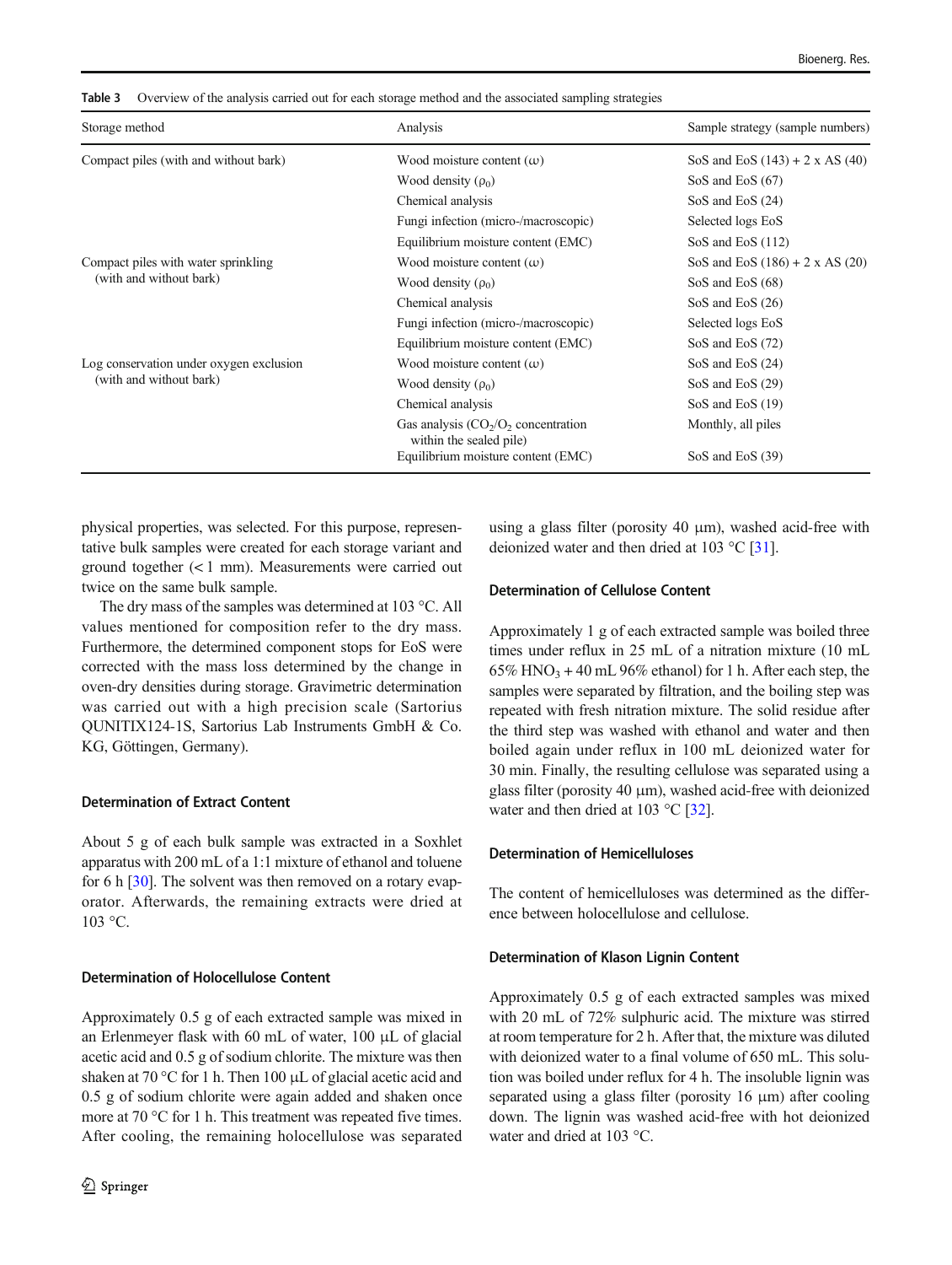**Table 3** Overview of the analysis carried out for each storage method and the associated sampling strategies

| Storage method | Analysis | Sample strategy (sample numbers) |
|---|---|---|
| Compact piles (with and without bark) | Wood moisture content (ω) | SoS and EoS (143) + 2 x AS (40) |
| | Wood density ($\rho_0$) | SoS and EoS (67) |
| | Chemical analysis | SoS and EoS (24) |
| | Fungi infection (micro-/macroscopic) | Selected logs EoS |
| | Equilibrium moisture content (EMC) | SoS and EoS (112) |
| Compact piles with water sprinkling (with and without bark) | Wood moisture content (ω) | SoS and EoS (186) + 2 x AS (20) |
| | Wood density ($\rho_0$) | SoS and EoS (68) |
| | Chemical analysis | SoS and EoS (26) |
| | Fungi infection (micro-/macroscopic) | Selected logs EoS |
| | Equilibrium moisture content (EMC) | SoS and EoS (72) |
| Log conservation under oxygen exclusion (with and without bark) | Wood moisture content (ω) | SoS and EoS (24) |
| | Wood density ($\rho_0$) | SoS and EoS (29) |
| | Chemical analysis | SoS and EoS (19) |
| | Gas analysis ($CO_2$/$O_2$ concentration within the sealed pile) | Monthly, all piles |
| | Equilibrium moisture content (EMC) | SoS and EoS (39) |

physical properties, was selected. For this purpose, representative bulk samples were created for each storage variant and ground together (< 1 mm). Measurements were carried out twice on the same bulk sample.

The dry mass of the samples was determined at 103 °C. All values mentioned for composition refer to the dry mass. Furthermore, the determined component stops for EoS were corrected with the mass loss determined by the change in oven-dry densities during storage. Gravimetric determination was carried out with a high precision scale (Sartorius QUNITIX124-1S, Sartorius Lab Instruments GmbH & Co. KG, Göttingen, Germany).

#### Determination of Extract Content

About 5 g of each bulk sample was extracted in a Soxhlet apparatus with 200 mL of a 1:1 mixture of ethanol and toluene for 6 h [30]. The solvent was then removed on a rotary evaporator. Afterwards, the remaining extracts were dried at 103 °C.

#### Determination of Holocellulose Content

Approximately 0.5 g of each extracted sample was mixed in an Erlenmeyer flask with 60 mL of water, 100 μL of glacial acetic acid and 0.5 g of sodium chlorite. The mixture was then shaken at 70 °C for 1 h. Then 100 μL of glacial acetic acid and 0.5 g of sodium chlorite were again added and shaken once more at 70 °C for 1 h. This treatment was repeated five times. After cooling, the remaining holocellulose was separated using a glass filter (porosity 40 μm), washed acid-free with deionized water and then dried at 103 °C [31].

#### Determination of Cellulose Content

Approximately 1 g of each extracted sample was boiled three times under reflux in 25 mL of a nitration mixture (10 mL 65% $HNO_3$ + 40 mL 96% ethanol) for 1 h. After each step, the samples were separated by filtration, and the boiling step was repeated with fresh nitration mixture. The solid residue after the third step was washed with ethanol and water and then boiled again under reflux in 100 mL deionized water for 30 min. Finally, the resulting cellulose was separated using a glass filter (porosity 40 μm), washed acid-free with deionized water and then dried at 103 °C [32].

#### Determination of Hemicelluloses

The content of hemicelluloses was determined as the difference between holocellulose and cellulose.

#### Determination of Klason Lignin Content

Approximately 0.5 g of each extracted samples was mixed with 20 mL of 72% sulphuric acid. The mixture was stirred at room temperature for 2 h. After that, the mixture was diluted with deionized water to a final volume of 650 mL. This solution was boiled under reflux for 4 h. The insoluble lignin was separated using a glass filter (porosity 16 μm) after cooling down. The lignin was washed acid-free with hot deionized water and dried at 103 °C.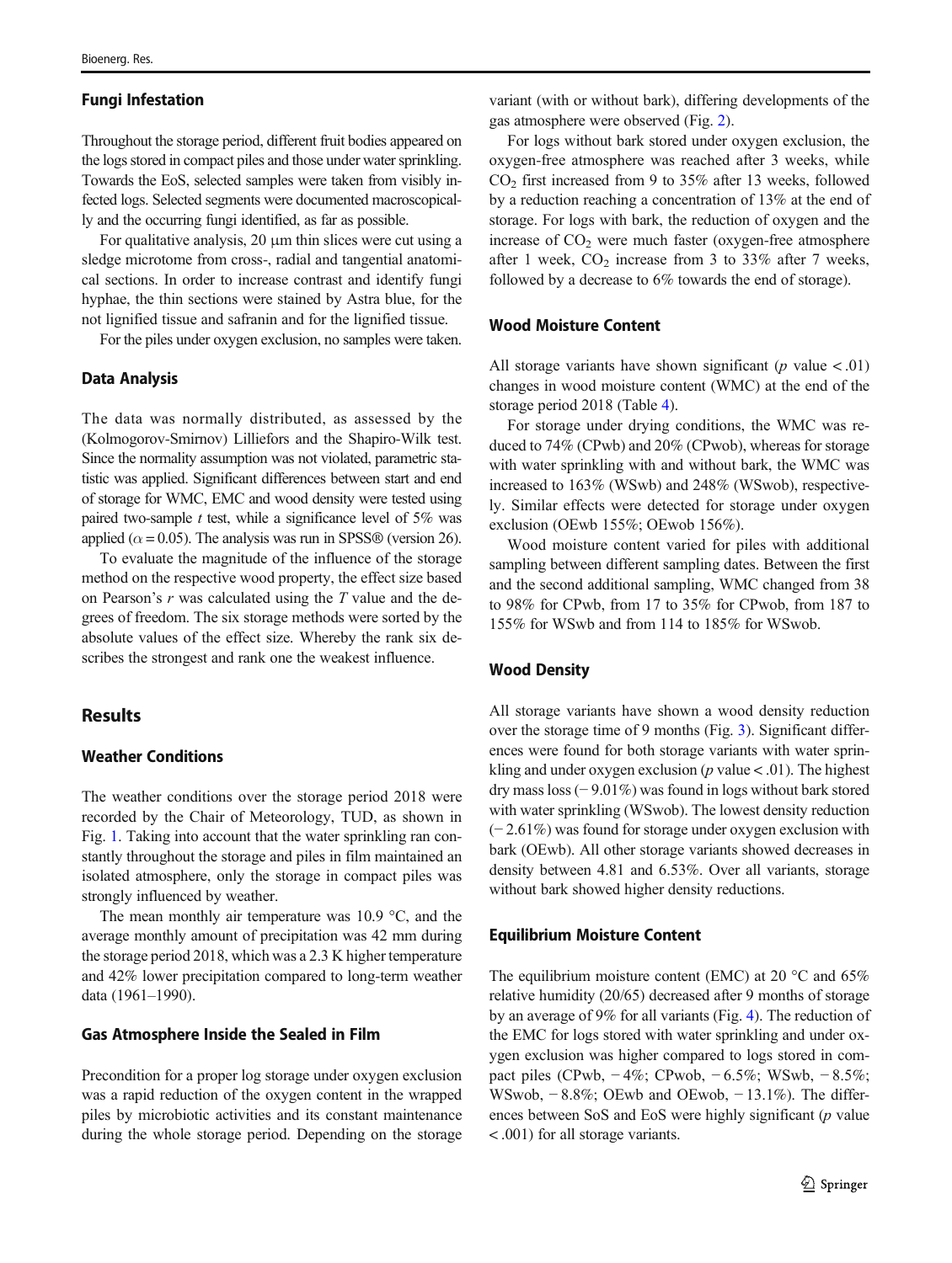### Fungi Infestation

Throughout the storage period, different fruit bodies appeared on the logs stored in compact piles and those under water sprinkling. Towards the EoS, selected samples were taken from visibly infected logs. Selected segments were documented macroscopically and the occurring fungi identified, as far as possible.

For qualitative analysis, 20 μm thin slices were cut using a sledge microtome from cross-, radial and tangential anatomical sections. In order to increase contrast and identify fungi hyphae, the thin sections were stained by Astra blue, for the not lignified tissue and safranin and for the lignified tissue.

For the piles under oxygen exclusion, no samples were taken.

### Data Analysis

The data was normally distributed, as assessed by the (Kolmogorov-Smirnov) Lilliefors and the Shapiro-Wilk test. Since the normality assumption was not violated, parametric statistic was applied. Significant differences between start and end of storage for WMC, EMC and wood density were tested using paired two-sample $t$ test, while a significance level of 5% was applied ($\alpha = 0.05$). The analysis was run in SPSS® (version 26).

To evaluate the magnitude of the influence of the storage method on the respective wood property, the effect size based on Pearson's $r$ was calculated using the $T$ value and the degrees of freedom. The six storage methods were sorted by the absolute values of the effect size. Whereby the rank six describes the strongest and rank one the weakest influence.

## Results

### Weather Conditions

The weather conditions over the storage period 2018 were recorded by the Chair of Meteorology, TUD, as shown in Fig. 1. Taking into account that the water sprinkling ran constantly throughout the storage and piles in film maintained an isolated atmosphere, only the storage in compact piles was strongly influenced by weather.

The mean monthly air temperature was 10.9 °C, and the average monthly amount of precipitation was 42 mm during the storage period 2018, which was a 2.3 K higher temperature and 42% lower precipitation compared to long-term weather data (1961–1990).

### Gas Atmosphere Inside the Sealed in Film

Precondition for a proper log storage under oxygen exclusion was a rapid reduction of the oxygen content in the wrapped piles by microbiotic activities and its constant maintenance during the whole storage period. Depending on the storage variant (with or without bark), differing developments of the gas atmosphere were observed (Fig. 2).

For logs without bark stored under oxygen exclusion, the oxygen-free atmosphere was reached after 3 weeks, while $CO_2$ first increased from 9 to 35% after 13 weeks, followed by a reduction reaching a concentration of 13% at the end of storage. For logs with bark, the reduction of oxygen and the increase of $CO_2$ were much faster (oxygen-free atmosphere after 1 week, $CO_2$ increase from 3 to 33% after 7 weeks, followed by a decrease to 6% towards the end of storage).

### Wood Moisture Content

All storage variants have shown significant ($p$ value $< .01$) changes in wood moisture content (WMC) at the end of the storage period 2018 (Table 4).

For storage under drying conditions, the WMC was reduced to 74% (CPwb) and 20% (CPwob), whereas for storage with water sprinkling with and without bark, the WMC was increased to 163% (WSwb) and 248% (WSwob), respectively. Similar effects were detected for storage under oxygen exclusion (OEwb 155%; OEwob 156%).

Wood moisture content varied for piles with additional sampling between different sampling dates. Between the first and the second additional sampling, WMC changed from 38 to 98% for CPwb, from 17 to 35% for CPwob, from 187 to 155% for WSwb and from 114 to 185% for WSwob.

### Wood Density

All storage variants have shown a wood density reduction over the storage time of 9 months (Fig. 3). Significant differences were found for both storage variants with water sprinkling and under oxygen exclusion ($p$ value $< .01$). The highest dry mass loss (− 9.01%) was found in logs without bark stored with water sprinkling (WSwob). The lowest density reduction (− 2.61%) was found for storage under oxygen exclusion with bark (OEwb). All other storage variants showed decreases in density between 4.81 and 6.53%. Over all variants, storage without bark showed higher density reductions.

### Equilibrium Moisture Content

The equilibrium moisture content (EMC) at 20 °C and 65% relative humidity (20/65) decreased after 9 months of storage by an average of 9% for all variants (Fig. 4). The reduction of the EMC for logs stored with water sprinkling and under oxygen exclusion was higher compared to logs stored in compact piles (CPwb, − 4%; CPwob, − 6.5%; WSwb, − 8.5%; WSwob, − 8.8%; OEwb and OEwob, − 13.1%). The differences between SoS and EoS were highly significant ($p$ value $< .001$) for all storage variants.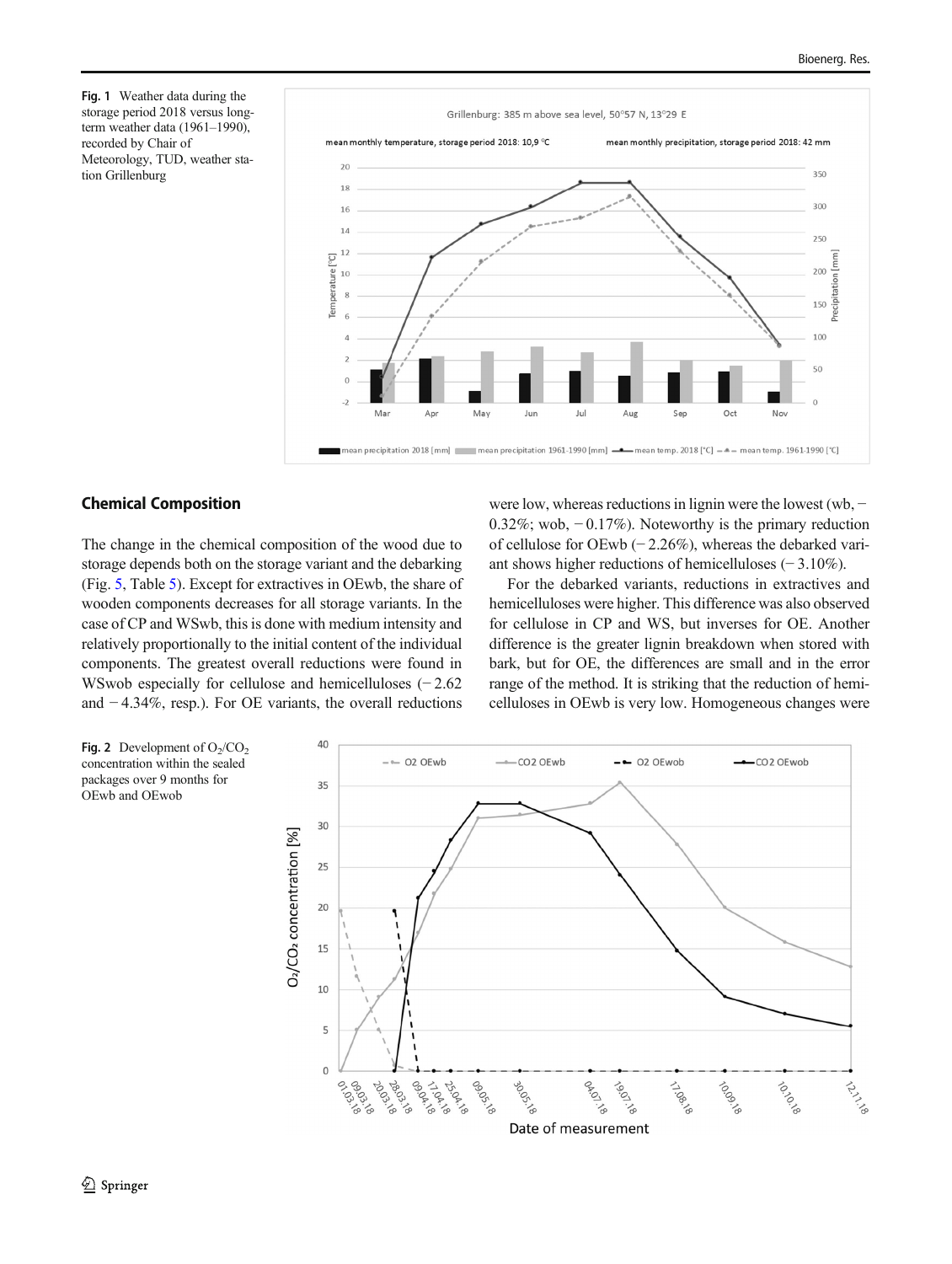Fig. 1 Weather data during the storage period 2018 versus long-term weather data (1961–1990), recorded by Chair of Meteorology, TUD, weather station Grillenburg

## Chemical Composition

The change in the chemical composition of the wood due to storage depends both on the storage variant and the debarking (Fig. 5, Table 5). Except for extractives in OEwb, the share of wooden components decreases for all storage variants. In the case of CP and WSwb, this is done with medium intensity and relatively proportionally to the initial content of the individual components. The greatest overall reductions were found in WSwob especially for cellulose and hemicelluloses (− 2.62 and − 4.34%, resp.). For OE variants, the overall reductions were low, whereas reductions in lignin were the lowest (wb, − 0.32%; wob, − 0.17%). Noteworthy is the primary reduction of cellulose for OEwb (− 2.26%), whereas the debarked variant shows higher reductions of hemicelluloses (− 3.10%).

For the debarked variants, reductions in extractives and hemicelluloses were higher. This difference was also observed for cellulose in CP and WS, but inverses for OE. Another difference is the greater lignin breakdown when stored with bark, but for OE, the differences are small and in the error range of the method. It is striking that the reduction of hemicelluloses in OEwb is very low. Homogeneous changes were

Fig. 2 Development of $O_2$/$CO_2$ concentration within the sealed packages over 9 months for OEwb and OEwob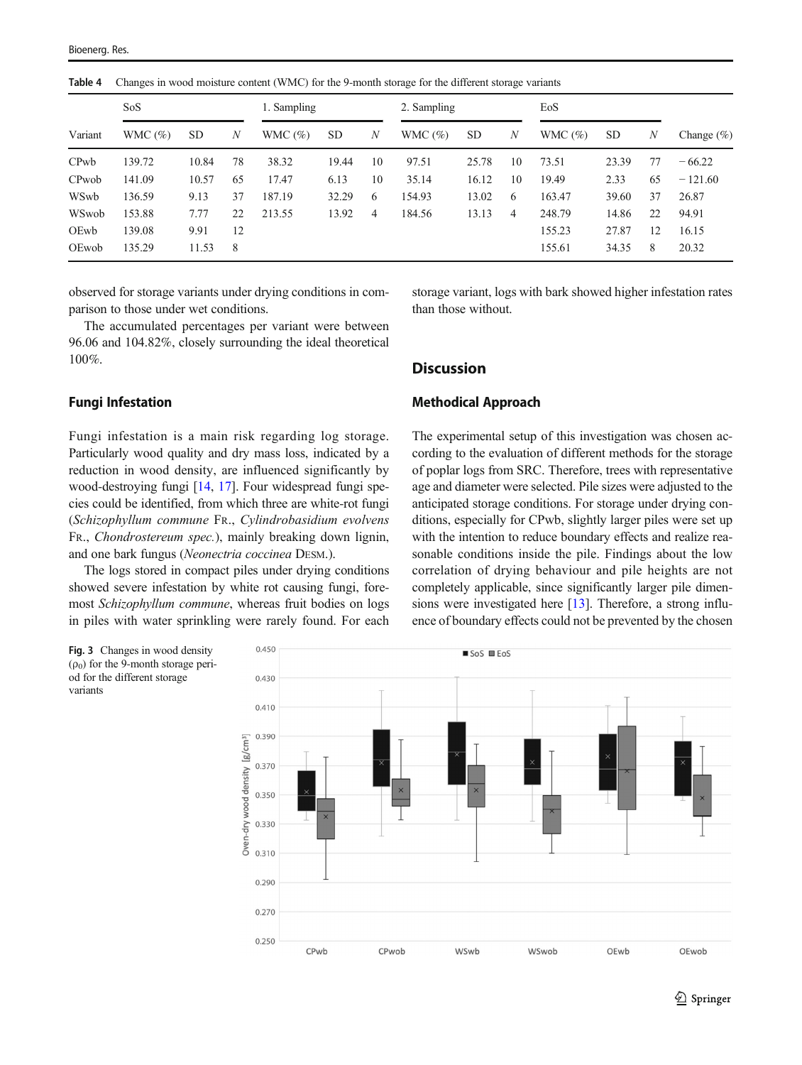**Table 4** Changes in wood moisture content (WMC) for the 9-month storage for the different storage variants

| Variant | SoS | | | 1. Sampling | | | 2. Sampling | | | EoS | | | Change (%) |
|---|---|---|---|---|---|---|---|---|---|---|---|---|---|
| | WMC (%) | SD | *N* | WMC (%) | SD | *N* | WMC (%) | SD | *N* | WMC (%) | SD | *N* | |
| CPwb | 139.72 | 10.84 | 78 | 38.32 | 19.44 | 10 | 97.51 | 25.78 | 10 | 73.51 | 23.39 | 77 | − 66.22 |
| CPwob | 141.09 | 10.57 | 65 | 17.47 | 6.13 | 10 | 35.14 | 16.12 | 10 | 19.49 | 2.33 | 65 | − 121.60 |
| WSwb | 136.59 | 9.13 | 37 | 187.19 | 32.29 | 6 | 154.93 | 13.02 | 6 | 163.47 | 39.60 | 37 | 26.87 |
| WSwob | 153.88 | 7.77 | 22 | 213.55 | 13.92 | 4 | 184.56 | 13.13 | 4 | 248.79 | 14.86 | 22 | 94.91 |
| OEwb | 139.08 | 9.91 | 12 | | | | | | | 155.23 | 27.87 | 12 | 16.15 |
| OEwob | 135.29 | 11.53 | 8 | | | | | | | 155.61 | 34.35 | 8 | 20.32 |

observed for storage variants under drying conditions in comparison to those under wet conditions.

The accumulated percentages per variant were between 96.06 and 104.82%, closely surrounding the ideal theoretical 100%.

### Fungi Infestation

Fungi infestation is a main risk regarding log storage. Particularly wood quality and dry mass loss, indicated by a reduction in wood density, are influenced significantly by wood-destroying fungi [14, 17]. Four widespread fungi species could be identified, from which three are white-rot fungi (*Schizophyllum commune* Fr., *Cylindrobasidium evolvens* Fr., *Chondrostereum spec.*), mainly breaking down lignin, and one bark fungus (*Neonectria coccinea* Desm.).

The logs stored in compact piles under drying conditions showed severe infestation by white rot causing fungi, foremost *Schizophyllum commune*, whereas fruit bodies on logs in piles with water sprinkling were rarely found. For each storage variant, logs with bark showed higher infestation rates than those without.

## Discussion

### Methodical Approach

The experimental setup of this investigation was chosen according to the evaluation of different methods for the storage of poplar logs from SRC. Therefore, trees with representative age and diameter were selected. Pile sizes were adjusted to the anticipated storage conditions. For storage under drying conditions, especially for CPwb, slightly larger piles were set up with the intention to reduce boundary effects and realize reasonable conditions inside the pile. Findings about the low correlation of drying behaviour and pile heights are not completely applicable, since significantly larger pile dimensions were investigated here [13]. Therefore, a strong influence of boundary effects could not be prevented by the chosen

**Fig. 3** Changes in wood density ($\rho_0$) for the 9-month storage period for the different storage variants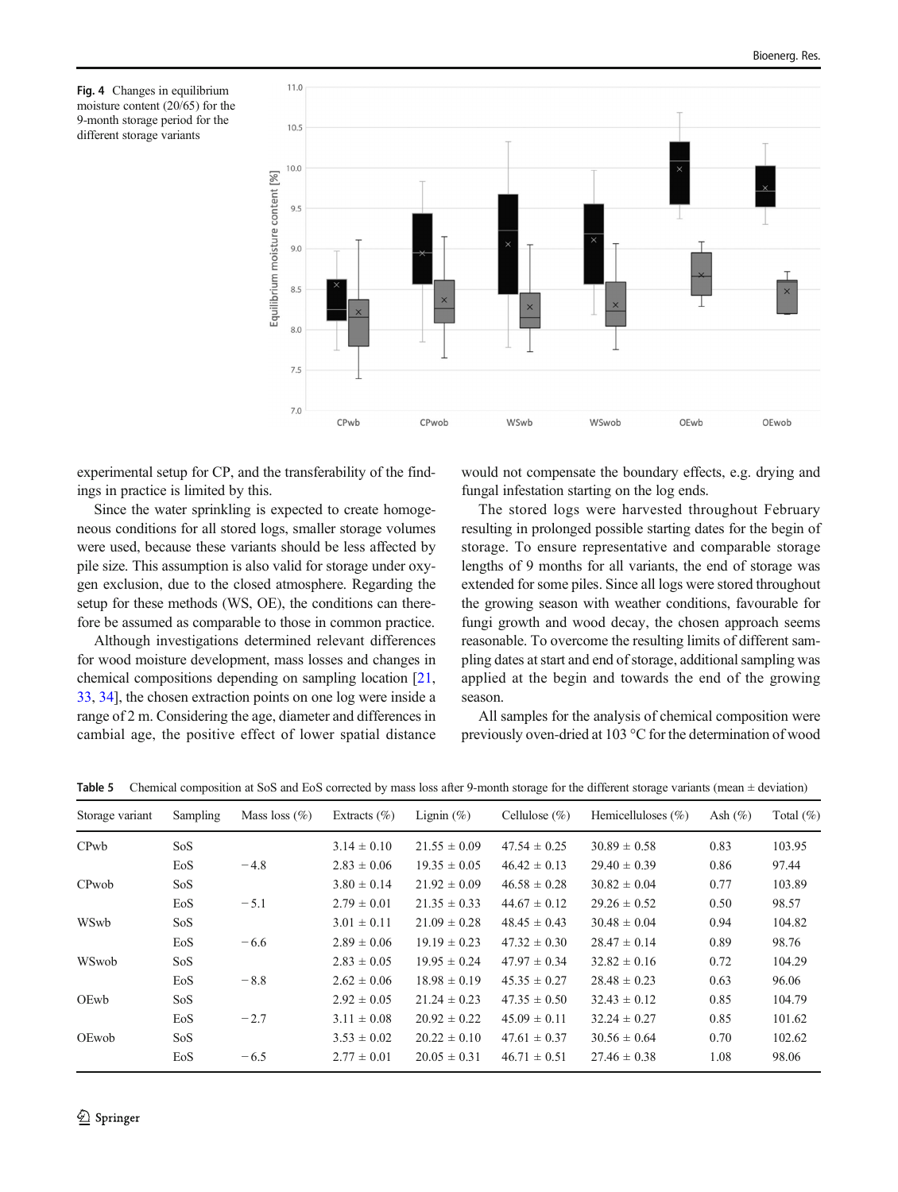**Fig. 4** Changes in equilibrium moisture content (20/65) for the 9-month storage period for the different storage variants

experimental setup for CP, and the transferability of the findings in practice is limited by this.

Since the water sprinkling is expected to create homogeneous conditions for all stored logs, smaller storage volumes were used, because these variants should be less affected by pile size. This assumption is also valid for storage under oxygen exclusion, due to the closed atmosphere. Regarding the setup for these methods (WS, OE), the conditions can therefore be assumed as comparable to those in common practice.

Although investigations determined relevant differences for wood moisture development, mass losses and changes in chemical compositions depending on sampling location [21, 33, 34], the chosen extraction points on one log were inside a range of 2 m. Considering the age, diameter and differences in cambial age, the positive effect of lower spatial distance would not compensate the boundary effects, e.g. drying and fungal infestation starting on the log ends.

The stored logs were harvested throughout February resulting in prolonged possible starting dates for the begin of storage. To ensure representative and comparable storage lengths of 9 months for all variants, the end of storage was extended for some piles. Since all logs were stored throughout the growing season with weather conditions, favourable for fungi growth and wood decay, the chosen approach seems reasonable. To overcome the resulting limits of different sampling dates at start and end of storage, additional sampling was applied at the begin and towards the end of the growing season.

All samples for the analysis of chemical composition were previously oven-dried at 103 °C for the determination of wood

**Table 5** Chemical composition at SoS and EoS corrected by mass loss after 9-month storage for the different storage variants (mean ± deviation)

| Storage variant | Sampling | Mass loss (%) | Extracts (%) | Lignin (%) | Cellulose (%) | Hemicelluloses (%) | Ash (%) | Total (%) |
|---|---|---|---|---|---|---|---|---|
| CPwb | SoS | | 3.14 ± 0.10 | 21.55 ± 0.09 | 47.54 ± 0.25 | 30.89 ± 0.58 | 0.83 | 103.95 |
| | EoS | −4.8 | 2.83 ± 0.06 | 19.35 ± 0.05 | 46.42 ± 0.13 | 29.40 ± 0.39 | 0.86 | 97.44 |
| CPwob | SoS | | 3.80 ± 0.14 | 21.92 ± 0.09 | 46.58 ± 0.28 | 30.82 ± 0.04 | 0.77 | 103.89 |
| | EoS | −5.1 | 2.79 ± 0.01 | 21.35 ± 0.33 | 44.67 ± 0.12 | 29.26 ± 0.52 | 0.50 | 98.57 |
| WSwb | SoS | | 3.01 ± 0.11 | 21.09 ± 0.28 | 48.45 ± 0.43 | 30.48 ± 0.04 | 0.94 | 104.82 |
| | EoS | −6.6 | 2.89 ± 0.06 | 19.19 ± 0.23 | 47.32 ± 0.30 | 28.47 ± 0.14 | 0.89 | 98.76 |
| WSwob | SoS | | 2.83 ± 0.05 | 19.95 ± 0.24 | 47.97 ± 0.34 | 32.82 ± 0.16 | 0.72 | 104.29 |
| | EoS | −8.8 | 2.62 ± 0.06 | 18.98 ± 0.19 | 45.35 ± 0.27 | 28.48 ± 0.23 | 0.63 | 96.06 |
| OEwb | SoS | | 2.92 ± 0.05 | 21.24 ± 0.23 | 47.35 ± 0.50 | 32.43 ± 0.12 | 0.85 | 104.79 |
| | EoS | −2.7 | 3.11 ± 0.08 | 20.92 ± 0.22 | 45.09 ± 0.11 | 32.24 ± 0.27 | 0.85 | 101.62 |
| OEwob | SoS | | 3.53 ± 0.02 | 20.22 ± 0.10 | 47.61 ± 0.37 | 30.56 ± 0.64 | 0.70 | 102.62 |
| | EoS | −6.5 | 2.77 ± 0.01 | 20.05 ± 0.31 | 46.71 ± 0.51 | 27.46 ± 0.38 | 1.08 | 98.06 |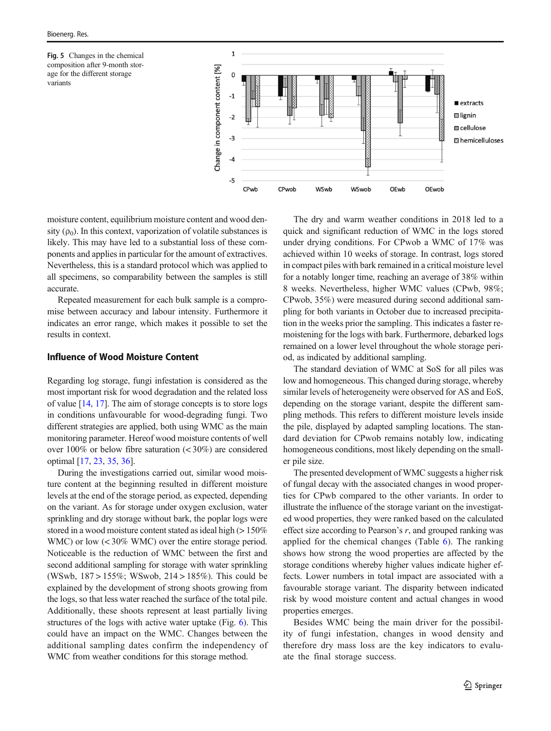Fig. 5 Changes in the chemical composition after 9-month storage for the different storage variants

moisture content, equilibrium moisture content and wood density ($\rho_0$). In this context, vaporization of volatile substances is likely. This may have led to a substantial loss of these components and applies in particular for the amount of extractives. Nevertheless, this is a standard protocol which was applied to all specimens, so comparability between the samples is still accurate.

Repeated measurement for each bulk sample is a compromise between accuracy and labour intensity. Furthermore it indicates an error range, which makes it possible to set the results in context.

### Influence of Wood Moisture Content

Regarding log storage, fungi infestation is considered as the most important risk for wood degradation and the related loss of value [14, 17]. The aim of storage concepts is to store logs in conditions unfavourable for wood-degrading fungi. Two different strategies are applied, both using WMC as the main monitoring parameter. Hereof wood moisture contents of well over 100% or below fibre saturation (< 30%) are considered optimal [17, 23, 35, 36].

During the investigations carried out, similar wood moisture content at the beginning resulted in different moisture levels at the end of the storage period, as expected, depending on the variant. As for storage under oxygen exclusion, water sprinkling and dry storage without bark, the poplar logs were stored in a wood moisture content stated as ideal high (> 150% WMC) or low (< 30% WMC) over the entire storage period. Noticeable is the reduction of WMC between the first and second additional sampling for storage with water sprinkling (WSwb, 187 > 155%; WSwob, 214 > 185%). This could be explained by the development of strong shoots growing from the logs, so that less water reached the surface of the total pile. Additionally, these shoots represent at least partially living structures of the logs with active water uptake (Fig. 6). This could have an impact on the WMC. Changes between the additional sampling dates confirm the independency of WMC from weather conditions for this storage method.

The dry and warm weather conditions in 2018 led to a quick and significant reduction of WMC in the logs stored under drying conditions. For CPwob a WMC of 17% was achieved within 10 weeks of storage. In contrast, logs stored in compact piles with bark remained in a critical moisture level for a notably longer time, reaching an average of 38% within 8 weeks. Nevertheless, higher WMC values (CPwb, 98%; CPwob, 35%) were measured during second additional sampling for both variants in October due to increased precipitation in the weeks prior the sampling. This indicates a faster remoistening for the logs with bark. Furthermore, debarked logs remained on a lower level throughout the whole storage period, as indicated by additional sampling.

The standard deviation of WMC at SoS for all piles was low and homogeneous. This changed during storage, whereby similar levels of heterogeneity were observed for AS and EoS, depending on the storage variant, despite the different sampling methods. This refers to different moisture levels inside the pile, displayed by adapted sampling locations. The standard deviation for CPwob remains notably low, indicating homogeneous conditions, most likely depending on the smaller pile size.

The presented development of WMC suggests a higher risk of fungal decay with the associated changes in wood properties for CPwb compared to the other variants. In order to illustrate the influence of the storage variant on the investigated wood properties, they were ranked based on the calculated effect size according to Pearson's $r$, and grouped ranking was applied for the chemical changes (Table 6). The ranking shows how strong the wood properties are affected by the storage conditions whereby higher values indicate higher effects. Lower numbers in total impact are associated with a favourable storage variant. The disparity between indicated risk by wood moisture content and actual changes in wood properties emerges.

Besides WMC being the main driver for the possibility of fungi infestation, changes in wood density and therefore dry mass loss are the key indicators to evaluate the final storage success.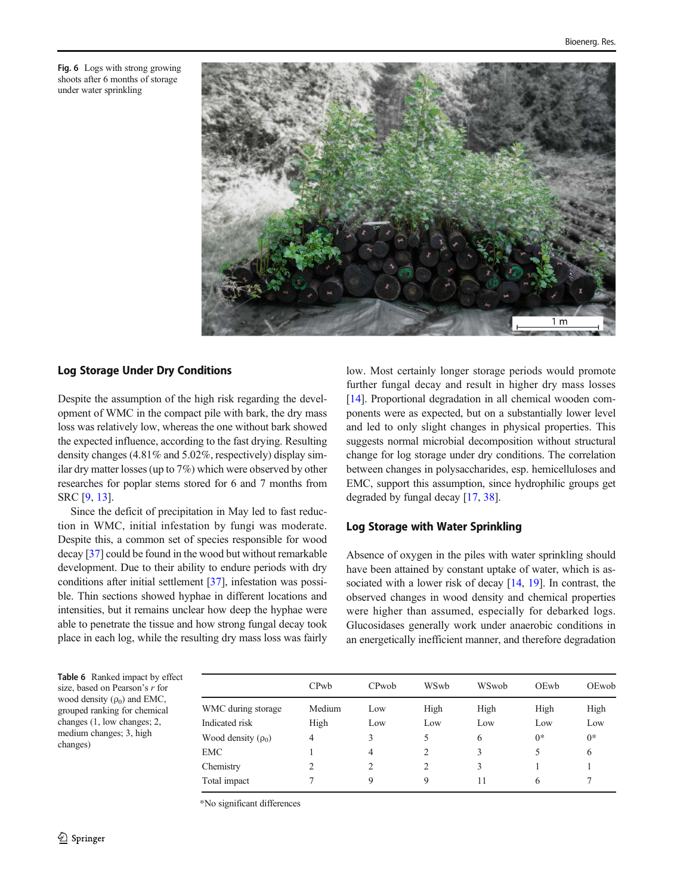Fig. 6 Logs with strong growing shoots after 6 months of storage under water sprinkling

## Log Storage Under Dry Conditions

Despite the assumption of the high risk regarding the development of WMC in the compact pile with bark, the dry mass loss was relatively low, whereas the one without bark showed the expected influence, according to the fast drying. Resulting density changes (4.81% and 5.02%, respectively) display similar dry matter losses (up to 7%) which were observed by other researches for poplar stems stored for 6 and 7 months from SRC [9, 13].

Since the deficit of precipitation in May led to fast reduction in WMC, initial infestation by fungi was moderate. Despite this, a common set of species responsible for wood decay [37] could be found in the wood but without remarkable development. Due to their ability to endure periods with dry conditions after initial settlement [37], infestation was possible. Thin sections showed hyphae in different locations and intensities, but it remains unclear how deep the hyphae were able to penetrate the tissue and how strong fungal decay took place in each log, while the resulting dry mass loss was fairly low. Most certainly longer storage periods would promote further fungal decay and result in higher dry mass losses [14]. Proportional degradation in all chemical wooden components were as expected, but on a substantially lower level and led to only slight changes in physical properties. This suggests normal microbial decomposition without structural change for log storage under dry conditions. The correlation between changes in polysaccharides, esp. hemicelluloses and EMC, support this assumption, since hydrophilic groups get degraded by fungal decay [17, 38].

## Log Storage with Water Sprinkling

Absence of oxygen in the piles with water sprinkling should have been attained by constant uptake of water, which is associated with a lower risk of decay [14, 19]. In contrast, the observed changes in wood density and chemical properties were higher than assumed, especially for debarked logs. Glucosidases generally work under anaerobic conditions in an energetically inefficient manner, and therefore degradation

Table 6 Ranked impact by effect size, based on Pearson's $r$ for wood density ($\rho_0$) and EMC, grouped ranking for chemical changes (1, low changes; 2, medium changes; 3, high changes)

| | CPwb | CPwob | WSwb | WSwob | OEwb | OEwob |
|---|---|---|---|---|---|---|
| WMC during storage | Medium | Low | High | High | High | High |
| Indicated risk | High | Low | Low | Low | Low | Low |
| Wood density ($\rho_0$) | 4 | 3 | 5 | 6 | 0* | 0* |
| EMC | 1 | 4 | 2 | 3 | 5 | 6 |
| Chemistry | 2 | 2 | 2 | 3 | 1 | 1 |
| Total impact | 7 | 9 | 9 | 11 | 6 | 7 |

*No significant differences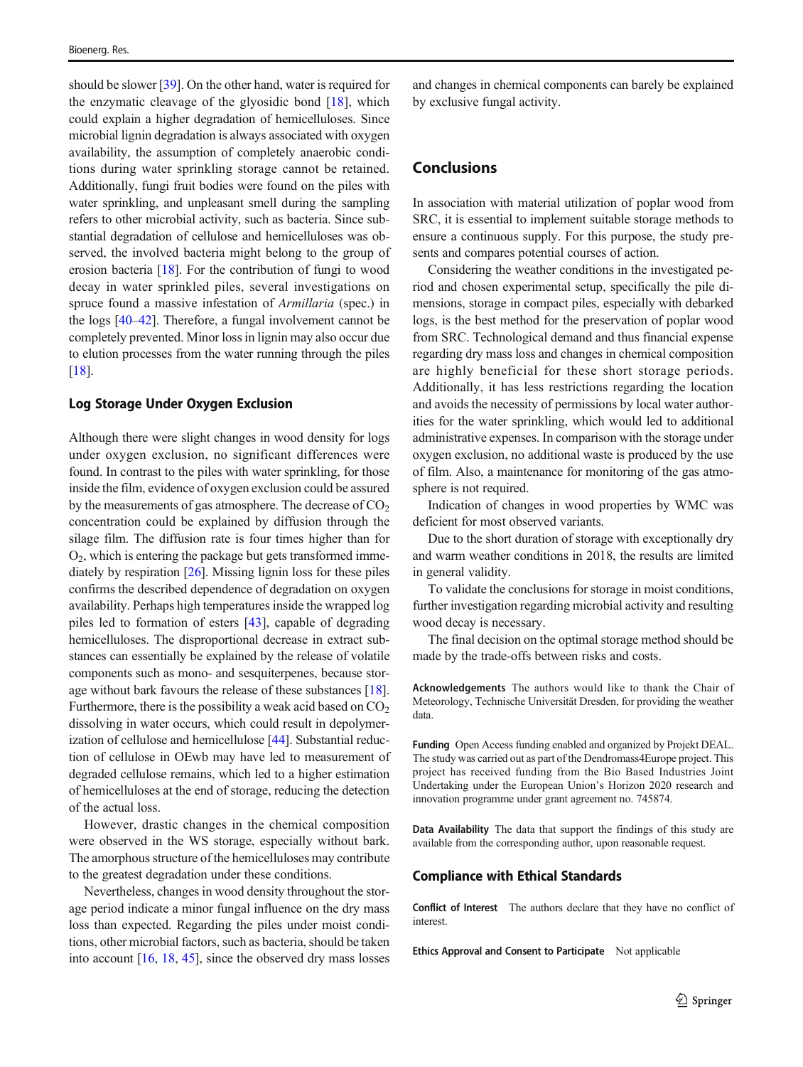should be slower [39]. On the other hand, water is required for the enzymatic cleavage of the glyosidic bond [18], which could explain a higher degradation of hemicelluloses. Since microbial lignin degradation is always associated with oxygen availability, the assumption of completely anaerobic conditions during water sprinkling storage cannot be retained. Additionally, fungi fruit bodies were found on the piles with water sprinkling, and unpleasant smell during the sampling refers to other microbial activity, such as bacteria. Since substantial degradation of cellulose and hemicelluloses was observed, the involved bacteria might belong to the group of erosion bacteria [18]. For the contribution of fungi to wood decay in water sprinkled piles, several investigations on spruce found a massive infestation of *Armillaria* (spec.) in the logs [40–42]. Therefore, a fungal involvement cannot be completely prevented. Minor loss in lignin may also occur due to elution processes from the water running through the piles [18].

### Log Storage Under Oxygen Exclusion

Although there were slight changes in wood density for logs under oxygen exclusion, no significant differences were found. In contrast to the piles with water sprinkling, for those inside the film, evidence of oxygen exclusion could be assured by the measurements of gas atmosphere. The decrease of $CO_2$ concentration could be explained by diffusion through the silage film. The diffusion rate is four times higher than for $O_2$, which is entering the package but gets transformed immediately by respiration [26]. Missing lignin loss for these piles confirms the described dependence of degradation on oxygen availability. Perhaps high temperatures inside the wrapped log piles led to formation of esters [43], capable of degrading hemicelluloses. The disproportional decrease in extract substances can essentially be explained by the release of volatile components such as mono- and sesquiterpenes, because storage without bark favours the release of these substances [18]. Furthermore, there is the possibility a weak acid based on $CO_2$ dissolving in water occurs, which could result in depolymerization of cellulose and hemicellulose [44]. Substantial reduction of cellulose in OEwb may have led to measurement of degraded cellulose remains, which led to a higher estimation of hemicelluloses at the end of storage, reducing the detection of the actual loss.

However, drastic changes in the chemical composition were observed in the WS storage, especially without bark. The amorphous structure of the hemicelluloses may contribute to the greatest degradation under these conditions.

Nevertheless, changes in wood density throughout the storage period indicate a minor fungal influence on the dry mass loss than expected. Regarding the piles under moist conditions, other microbial factors, such as bacteria, should be taken into account [16, 18, 45], since the observed dry mass losses and changes in chemical components can barely be explained by exclusive fungal activity.

## Conclusions

In association with material utilization of poplar wood from SRC, it is essential to implement suitable storage methods to ensure a continuous supply. For this purpose, the study presents and compares potential courses of action.

Considering the weather conditions in the investigated period and chosen experimental setup, specifically the pile dimensions, storage in compact piles, especially with debarked logs, is the best method for the preservation of poplar wood from SRC. Technological demand and thus financial expense regarding dry mass loss and changes in chemical composition are highly beneficial for these short storage periods. Additionally, it has less restrictions regarding the location and avoids the necessity of permissions by local water authorities for the water sprinkling, which would led to additional administrative expenses. In comparison with the storage under oxygen exclusion, no additional waste is produced by the use of film. Also, a maintenance for monitoring of the gas atmosphere is not required.

Indication of changes in wood properties by WMC was deficient for most observed variants.

Due to the short duration of storage with exceptionally dry and warm weather conditions in 2018, the results are limited in general validity.

To validate the conclusions for storage in moist conditions, further investigation regarding microbial activity and resulting wood decay is necessary.

The final decision on the optimal storage method should be made by the trade-offs between risks and costs.

**Acknowledgements** The authors would like to thank the Chair of Meteorology, Technische Universität Dresden, for providing the weather data.

**Funding** Open Access funding enabled and organized by Projekt DEAL. The study was carried out as part of the Dendromass4Europe project. This project has received funding from the Bio Based Industries Joint Undertaking under the European Union's Horizon 2020 research and innovation programme under grant agreement no. 745874.

**Data Availability** The data that support the findings of this study are available from the corresponding author, upon reasonable request.

## Compliance with Ethical Standards

**Conflict of Interest** The authors declare that they have no conflict of interest.

**Ethics Approval and Consent to Participate** Not applicable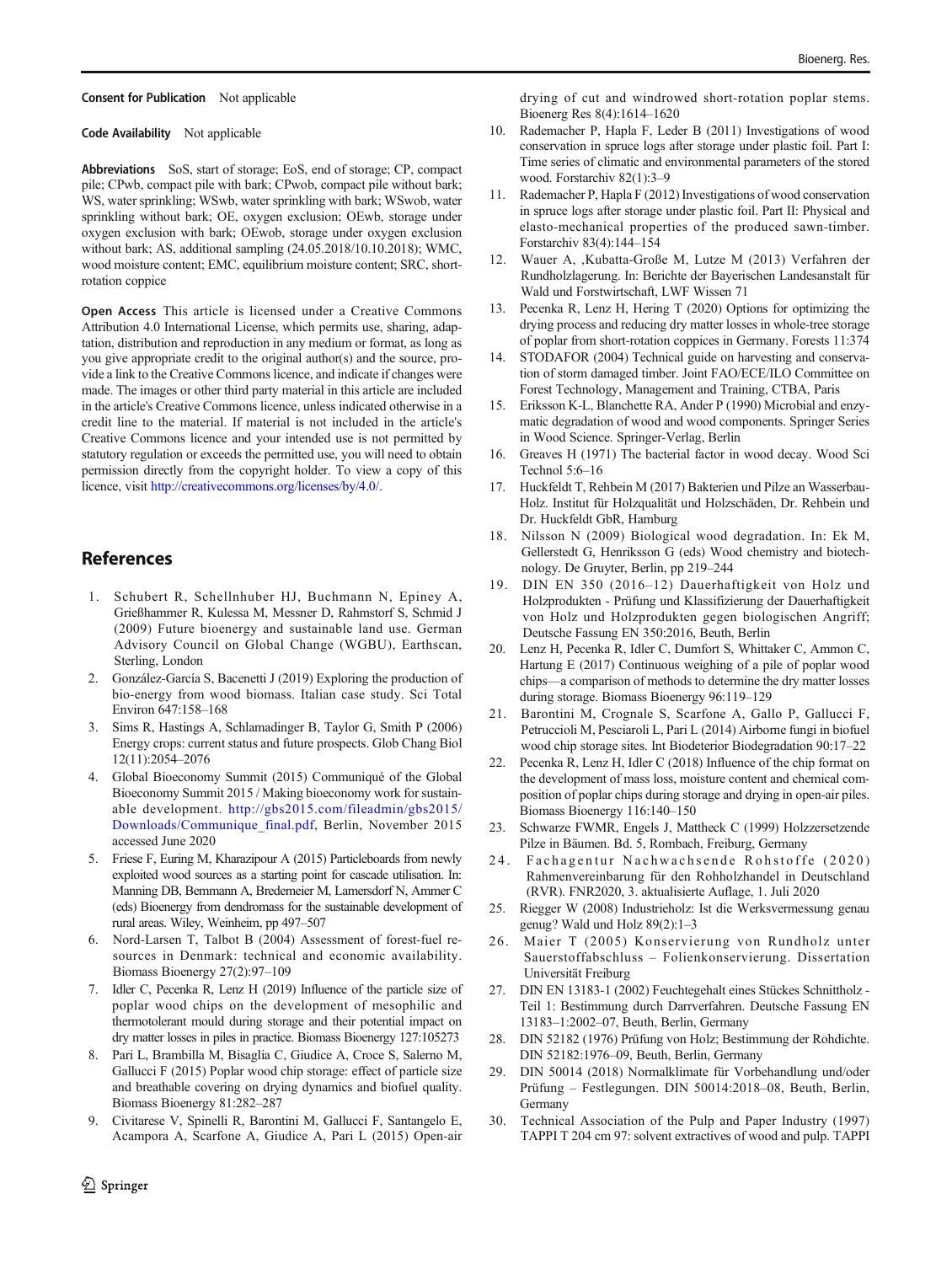**Consent for Publication** Not applicable

**Code Availability** Not applicable

**Abbreviations** SoS, start of storage; EoS, end of storage; CP, compact pile; CPwb, compact pile with bark; CPwob, compact pile without bark; WS, water sprinkling; WSwb, water sprinkling with bark; WSwob, water sprinkling without bark; OE, oxygen exclusion; OEwb, storage under oxygen exclusion with bark; OEwob, storage under oxygen exclusion without bark; AS, additional sampling (24.05.2018/10.10.2018); WMC, wood moisture content; EMC, equilibrium moisture content; SRC, short-rotation coppice

**Open Access** This article is licensed under a Creative Commons Attribution 4.0 International License, which permits use, sharing, adaptation, distribution and reproduction in any medium or format, as long as you give appropriate credit to the original author(s) and the source, provide a link to the Creative Commons licence, and indicate if changes were made. The images or other third party material in this article are included in the article's Creative Commons licence, unless indicated otherwise in a credit line to the material. If material is not included in the article's Creative Commons licence and your intended use is not permitted by statutory regulation or exceeds the permitted use, you will need to obtain permission directly from the copyright holder. To view a copy of this licence, visit http://creativecommons.org/licenses/by/4.0/.

## References

1. Schubert R, Schellnhuber HJ, Buchmann N, Epiney A, Grießhammer R, Kulessa M, Messner D, Rahmstorf S, Schmid J (2009) Future bioenergy and sustainable land use. German Advisory Council on Global Change (WGBU), Earthscan, Sterling, London
2. González-García S, Bacenetti J (2019) Exploring the production of bio-energy from wood biomass. Italian case study. Sci Total Environ 647:158–168
3. Sims R, Hastings A, Schlamadinger B, Taylor G, Smith P (2006) Energy crops: current status and future prospects. Glob Chang Biol 12(11):2054–2076
4. Global Bioeconomy Summit (2015) Communiqué of the Global Bioeconomy Summit 2015 / Making bioeconomy work for sustainable development. http://gbs2015.com/fileadmin/gbs2015/Downloads/Communique_final.pdf, Berlin, November 2015 accessed June 2020
5. Friese F, Euring M, Kharazipour A (2015) Particleboards from newly exploited wood sources as a starting point for cascade utilisation. In: Manning DB, Bemmann A, Bredemeier M, Lamersdorf N, Ammer C (eds) Bioenergy from dendromass for the sustainable development of rural areas. Wiley, Weinheim, pp 497–507
6. Nord-Larsen T, Talbot B (2004) Assessment of forest-fuel resources in Denmark: technical and economic availability. Biomass Bioenergy 27(2):97–109
7. Idler C, Pecenka R, Lenz H (2019) Influence of the particle size of poplar wood chips on the development of mesophilic and thermotolerant mould during storage and their potential impact on dry matter losses in piles in practice. Biomass Bioenergy 127:105273
8. Pari L, Brambilla M, Bisaglia C, Giudice A, Croce S, Salerno M, Gallucci F (2015) Poplar wood chip storage: effect of particle size and breathable covering on drying dynamics and biofuel quality. Biomass Bioenergy 81:282–287
9. Civitarese V, Spinelli R, Barontini M, Gallucci F, Santangelo E, Acampora A, Scarfone A, Giudice A, Pari L (2015) Open-air drying of cut and windrowed short-rotation poplar stems. Bioenerg Res 8(4):1614–1620
10. Rademacher P, Hapla F, Leder B (2011) Investigations of wood conservation in spruce logs after storage under plastic foil. Part I: Time series of climatic and environmental parameters of the stored wood. Forstarchiv 82(1):3–9
11. Rademacher P, Hapla F (2012) Investigations of wood conservation in spruce logs after storage under plastic foil. Part II: Physical and elasto-mechanical properties of the produced sawn-timber. Forstarchiv 83(4):144–154
12. Wauer A, ,Kubatta-Große M, Lutze M (2013) Verfahren der Rundholzlagerung. In: Berichte der Bayerischen Landesanstalt für Wald und Forstwirtschaft, LWF Wissen 71
13. Pecenka R, Lenz H, Hering T (2020) Options for optimizing the drying process and reducing dry matter losses in whole-tree storage of poplar from short-rotation coppices in Germany. Forests 11:374
14. STODAFOR (2004) Technical guide on harvesting and conservation of storm damaged timber. Joint FAO/ECE/ILO Committee on Forest Technology, Management and Training, CTBA, Paris
15. Eriksson K-L, Blanchette RA, Ander P (1990) Microbial and enzymatic degradation of wood and wood components. Springer Series in Wood Science. Springer-Verlag, Berlin
16. Greaves H (1971) The bacterial factor in wood decay. Wood Sci Technol 5:6–16
17. Huckfeldt T, Rehbein M (2017) Bakterien und Pilze an Wasserbau-Holz. Institut für Holzqualität und Holzschäden, Dr. Rehbein und Dr. Huckfeldt GbR, Hamburg
18. Nilsson N (2009) Biological wood degradation. In: Ek M, Gellerstedt G, Henriksson G (eds) Wood chemistry and biotechnology. De Gruyter, Berlin, pp 219–244
19. DIN EN 350 (2016–12) Dauerhaftigkeit von Holz und Holzprodukten - Prüfung und Klassifizierung der Dauerhaftigkeit von Holz und Holzprodukten gegen biologischen Angriff; Deutsche Fassung EN 350:2016, Beuth, Berlin
20. Lenz H, Pecenka R, Idler C, Dumfort S, Whittaker C, Ammon C, Hartung E (2017) Continuous weighing of a pile of poplar wood chips—a comparison of methods to determine the dry matter losses during storage. Biomass Bioenergy 96:119–129
21. Barontini M, Crognale S, Scarfone A, Gallo P, Gallucci F, Petruccioli M, Pesciaroli L, Pari L (2014) Airborne fungi in biofuel wood chip storage sites. Int Biodeterior Biodegradation 90:17–22
22. Pecenka R, Lenz H, Idler C (2018) Influence of the chip format on the development of mass loss, moisture content and chemical composition of poplar chips during storage and drying in open-air piles. Biomass Bioenergy 116:140–150
23. Schwarze FWMR, Engels J, Mattheck C (1999) Holzzersetzende Pilze in Bäumen. Bd. 5, Rombach, Freiburg, Germany
24. Fachagentur Nachwachsende Rohstoffe (2020) Rahmenvereinbarung für den Rohholzhandel in Deutschland (RVR). FNR2020, 3. aktualisierte Auflage, 1. Juli 2020
25. Riegger W (2008) Industrieholz: Ist die Werksvermessung genau genug? Wald und Holz 89(2):1–3
26. Maier T (2005) Konservierung von Rundholz unter Sauerstoffabschluss – Folienkonservierung. Dissertation Universität Freiburg
27. DIN EN 13183-1 (2002) Feuchtegehalt eines Stückes Schnittholz - Teil 1: Bestimmung durch Darrverfahren. Deutsche Fassung EN 13183–1:2002–07, Beuth, Berlin, Germany
28. DIN 52182 (1976) Prüfung von Holz; Bestimmung der Rohdichte. DIN 52182:1976–09, Beuth, Berlin, Germany
29. DIN 50014 (2018) Normalklimate für Vorbehandlung und/oder Prüfung – Festlegungen. DIN 50014:2018–08, Beuth, Berlin, Germany
30. Technical Association of the Pulp and Paper Industry (1997) TAPPI T 204 cm 97: solvent extractives of wood and pulp. TAPPI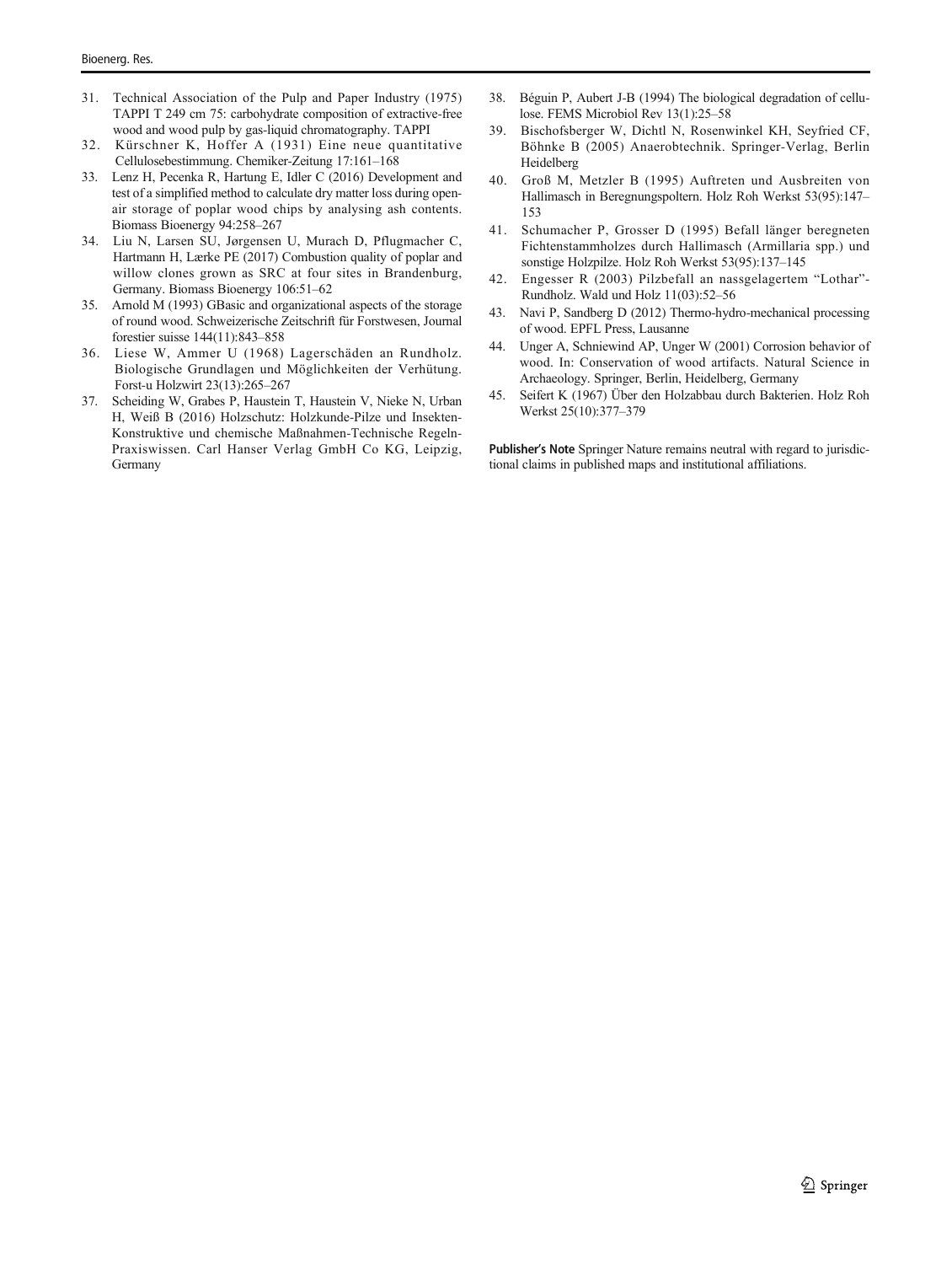31. Technical Association of the Pulp and Paper Industry (1975) TAPPI T 249 cm 75: carbohydrate composition of extractive-free wood and wood pulp by gas-liquid chromatography. TAPPI
32. Kürschner K, Hoffer A (1931) Eine neue quantitative Cellulosebestimmung. Chemiker-Zeitung 17:161–168
33. Lenz H, Pecenka R, Hartung E, Idler C (2016) Development and test of a simplified method to calculate dry matter loss during open-air storage of poplar wood chips by analysing ash contents. Biomass Bioenergy 94:258–267
34. Liu N, Larsen SU, Jørgensen U, Murach D, Pflugmacher C, Hartmann H, Lærke PE (2017) Combustion quality of poplar and willow clones grown as SRC at four sites in Brandenburg, Germany. Biomass Bioenergy 106:51–62
35. Arnold M (1993) GBasic and organizational aspects of the storage of round wood. Schweizerische Zeitschrift für Forstwesen, Journal forestier suisse 144(11):843–858
36. Liese W, Ammer U (1968) Lagerschäden an Rundholz. Biologische Grundlagen und Möglichkeiten der Verhütung. Forst-u Holzwirt 23(13):265–267
37. Scheiding W, Grabes P, Haustein T, Haustein V, Nieke N, Urban H, Weiß B (2016) Holzschutz: Holzkunde-Pilze und Insekten-Konstruktive und chemische Maßnahmen-Technische Regeln-Praxiswissen. Carl Hanser Verlag GmbH Co KG, Leipzig, Germany
38. Béguin P, Aubert J-B (1994) The biological degradation of cellulose. FEMS Microbiol Rev 13(1):25–58
39. Bischofsberger W, Dichtl N, Rosenwinkel KH, Seyfried CF, Böhnke B (2005) Anaerobtechnik. Springer-Verlag, Berlin Heidelberg
40. Groß M, Metzler B (1995) Auftreten und Ausbreiten von Hallimasch in Beregnungspoltern. Holz Roh Werkst 53(95):147–153
41. Schumacher P, Grosser D (1995) Befall länger beregneten Fichtenstammholzes durch Hallimasch (Armillaria spp.) und sonstige Holzpilze. Holz Roh Werkst 53(95):137–145
42. Engesser R (2003) Pilzbefall an nassgelagertem "Lothar"-Rundholz. Wald und Holz 11(03):52–56
43. Navi P, Sandberg D (2012) Thermo-hydro-mechanical processing of wood. EPFL Press, Lausanne
44. Unger A, Schniewind AP, Unger W (2001) Corrosion behavior of wood. In: Conservation of wood artifacts. Natural Science in Archaeology. Springer, Berlin, Heidelberg, Germany
45. Seifert K (1967) Über den Holzabbau durch Bakterien. Holz Roh Werkst 25(10):377–379

**Publisher's Note** Springer Nature remains neutral with regard to jurisdictional claims in published maps and institutional affiliations.